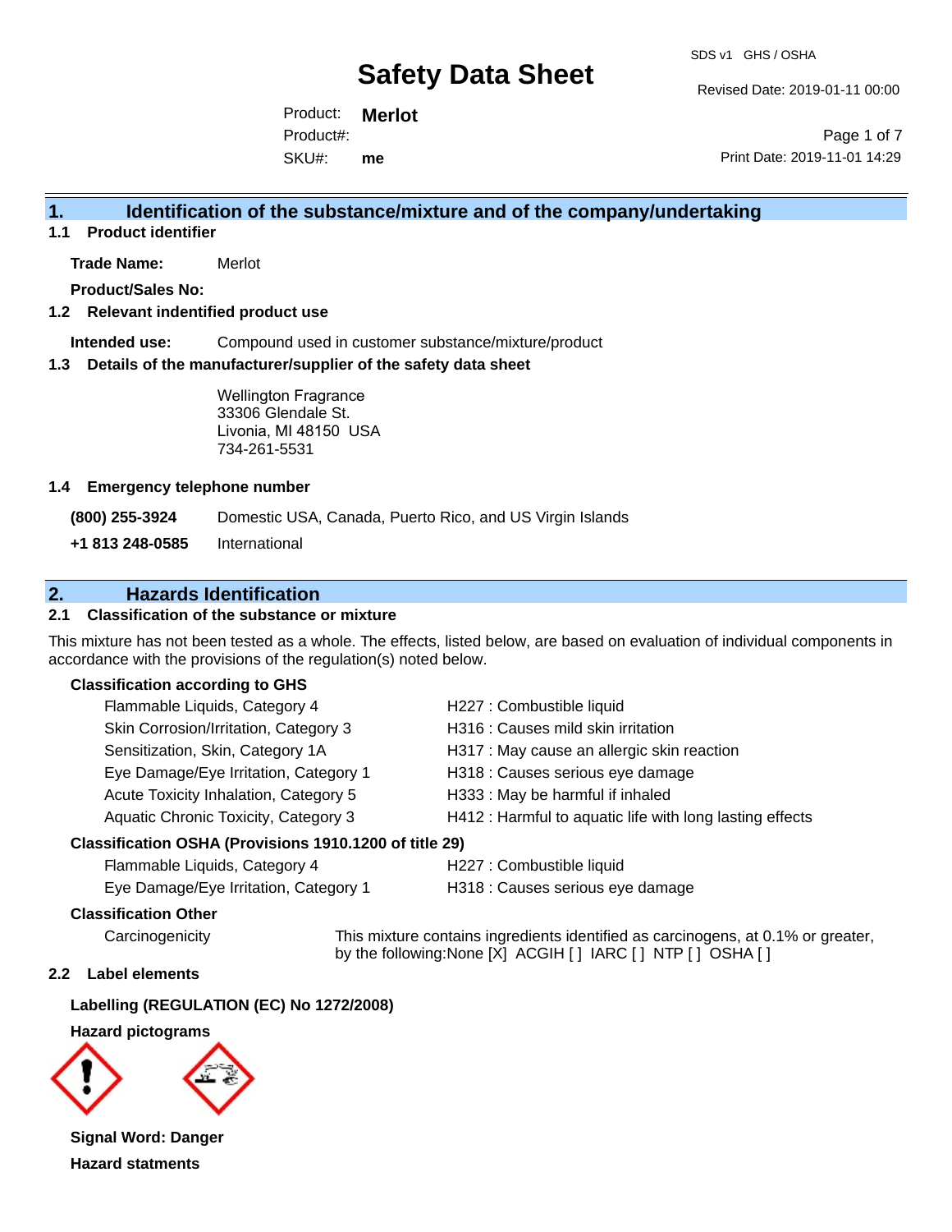# Safety Data Sheet

SDS v1 GHS / OSHA

Revised Date: 2019-01-11 00:00

Product: **Merlot**
Product#:
SKU#: **me**

Print Date: 2019-11-01 14:29

## 1. Identification of the substance/mixture and of the company/undertaking

### 1.1 Product identifier

**Trade Name:** Merlot

**Product/Sales No:**

### 1.2 Relevant identified product use

**Intended use:** Compound used in customer substance/mixture/product

### 1.3 Details of the manufacturer/supplier of the safety data sheet

Wellington Fragrance
33306 Glendale St.
Livonia, MI 48150 USA
734-261-5531

### 1.4 Emergency telephone number

| | |
|---|---|
| **(800) 255-3924** | Domestic USA, Canada, Puerto Rico, and US Virgin Islands |
| **+1 813 248-0585** | International |

## 2. Hazards Identification

### 2.1 Classification of the substance or mixture

This mixture has not been tested as a whole. The effects, listed below, are based on evaluation of individual components in accordance with the provisions of the regulation(s) noted below.

**Classification according to GHS**

| | |
|---|---|
| Flammable Liquids, Category 4 | H227 : Combustible liquid |
| Skin Corrosion/Irritation, Category 3 | H316 : Causes mild skin irritation |
| Sensitization, Skin, Category 1A | H317 : May cause an allergic skin reaction |
| Eye Damage/Eye Irritation, Category 1 | H318 : Causes serious eye damage |
| Acute Toxicity Inhalation, Category 5 | H333 : May be harmful if inhaled |
| Aquatic Chronic Toxicity, Category 3 | H412 : Harmful to aquatic life with long lasting effects |

**Classification OSHA (Provisions 1910.1200 of title 29)**

| | |
|---|---|
| Flammable Liquids, Category 4 | H227 : Combustible liquid |
| Eye Damage/Eye Irritation, Category 1 | H318 : Causes serious eye damage |

**Classification Other**

Carcinogenicity — This mixture contains ingredients identified as carcinogens, at 0.1% or greater, by the following:None [X] ACGIH [ ] IARC [ ] NTP [ ] OSHA [ ]

### 2.2 Label elements

**Labelling (REGULATION (EC) No 1272/2008)**

**Hazard pictograms**

**Signal Word: Danger**

**Hazard statments**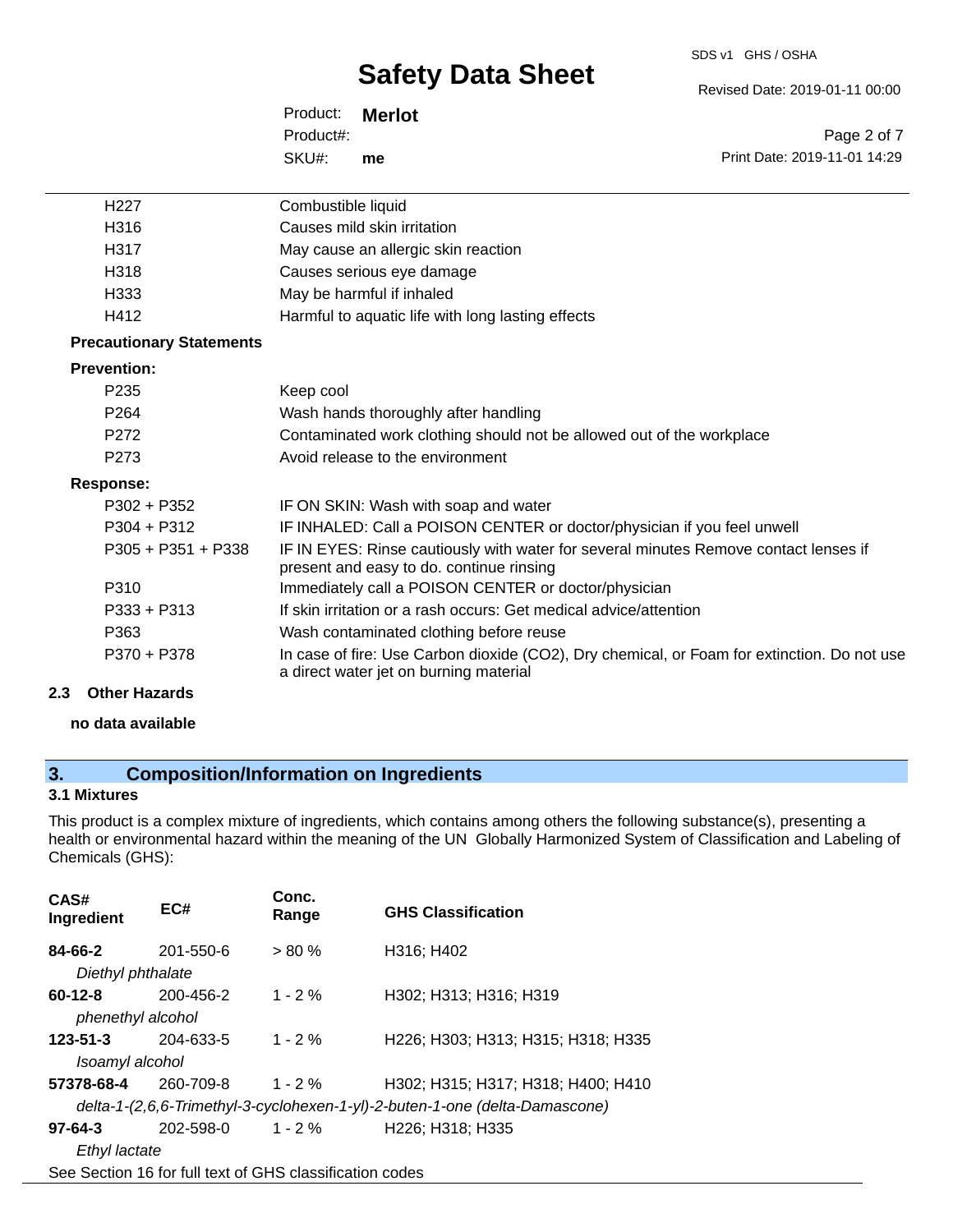| | |
|---|---|
| H227 | Combustible liquid |
| H316 | Causes mild skin irritation |
| H317 | May cause an allergic skin reaction |
| H318 | Causes serious eye damage |
| H333 | May be harmful if inhaled |
| H412 | Harmful to aquatic life with long lasting effects |

**Precautionary Statements**

**Prevention:**

| | |
|---|---|
| P235 | Keep cool |
| P264 | Wash hands thoroughly after handling |
| P272 | Contaminated work clothing should not be allowed out of the workplace |
| P273 | Avoid release to the environment |

**Response:**

| | |
|---|---|
| P302 + P352 | IF ON SKIN: Wash with soap and water |
| P304 + P312 | IF INHALED: Call a POISON CENTER or doctor/physician if you feel unwell |
| P305 + P351 + P338 | IF IN EYES: Rinse cautiously with water for several minutes Remove contact lenses if present and easy to do. continue rinsing |
| P310 | Immediately call a POISON CENTER or doctor/physician |
| P333 + P313 | If skin irritation or a rash occurs: Get medical advice/attention |
| P363 | Wash contaminated clothing before reuse |
| P370 + P378 | In case of fire: Use Carbon dioxide ($CO_2$), Dry chemical, or Foam for extinction. Do not use a direct water jet on burning material |

### 2.3 Other Hazards

**no data available**

## 3. Composition/Information on Ingredients

### 3.1 Mixtures

This product is a complex mixture of ingredients, which contains among others the following substance(s), presenting a health or environmental hazard within the meaning of the UN Globally Harmonized System of Classification and Labeling of Chemicals (GHS):

| CAS# Ingredient | EC# | Conc. Range | GHS Classification |
|---|---|---|---|
| **84-66-2** *Diethyl phthalate* | 201-550-6 | > 80 % | H316; H402 |
| **60-12-8** *phenethyl alcohol* | 200-456-2 | 1 - 2 % | H302; H313; H316; H319 |
| **123-51-3** *Isoamyl alcohol* | 204-633-5 | 1 - 2 % | H226; H303; H313; H315; H318; H335 |
| **57378-68-4** *delta-1-(2,6,6-Trimethyl-3-cyclohexen-1-yl)-2-buten-1-one (delta-Damascone)* | 260-709-8 | 1 - 2 % | H302; H315; H317; H318; H400; H410 |
| **97-64-3** *Ethyl lactate* | 202-598-0 | 1 - 2 % | H226; H318; H335 |

See Section 16 for full text of GHS classification codes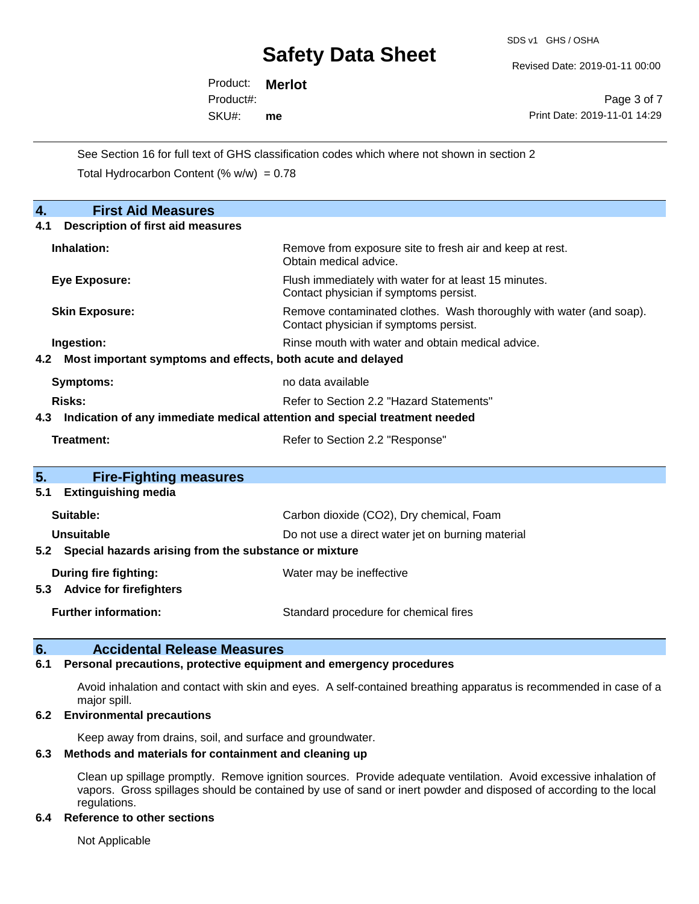See Section 16 for full text of GHS classification codes which where not shown in section 2

Total Hydrocarbon Content (% w/w) = 0.78

## 4. First Aid Measures

### 4.1 Description of first aid measures

| | |
|---|---|
| **Inhalation:** | Remove from exposure site to fresh air and keep at rest. Obtain medical advice. |
| **Eye Exposure:** | Flush immediately with water for at least 15 minutes. Contact physician if symptoms persist. |
| **Skin Exposure:** | Remove contaminated clothes. Wash thoroughly with water (and soap). Contact physician if symptoms persist. |
| **Ingestion:** | Rinse mouth with water and obtain medical advice. |

### 4.2 Most important symptoms and effects, both acute and delayed

| | |
|---|---|
| **Symptoms:** | no data available |
| **Risks:** | Refer to Section 2.2 "Hazard Statements" |

### 4.3 Indication of any immediate medical attention and special treatment needed

| | |
|---|---|
| **Treatment:** | Refer to Section 2.2 "Response" |

## 5. Fire-Fighting measures

### 5.1 Extinguishing media

| | |
|---|---|
| **Suitable:** | Carbon dioxide ($CO_2$), Dry chemical, Foam |
| **Unsuitable** | Do not use a direct water jet on burning material |

### 5.2 Special hazards arising from the substance or mixture

| | |
|---|---|
| **During fire fighting:** | Water may be ineffective |

### 5.3 Advice for firefighters

| | |
|---|---|
| **Further information:** | Standard procedure for chemical fires |

## 6. Accidental Release Measures

### 6.1 Personal precautions, protective equipment and emergency procedures

Avoid inhalation and contact with skin and eyes. A self-contained breathing apparatus is recommended in case of a major spill.

### 6.2 Environmental precautions

Keep away from drains, soil, and surface and groundwater.

### 6.3 Methods and materials for containment and cleaning up

Clean up spillage promptly. Remove ignition sources. Provide adequate ventilation. Avoid excessive inhalation of vapors. Gross spillages should be contained by use of sand or inert powder and disposed of according to the local regulations.

### 6.4 Reference to other sections

Not Applicable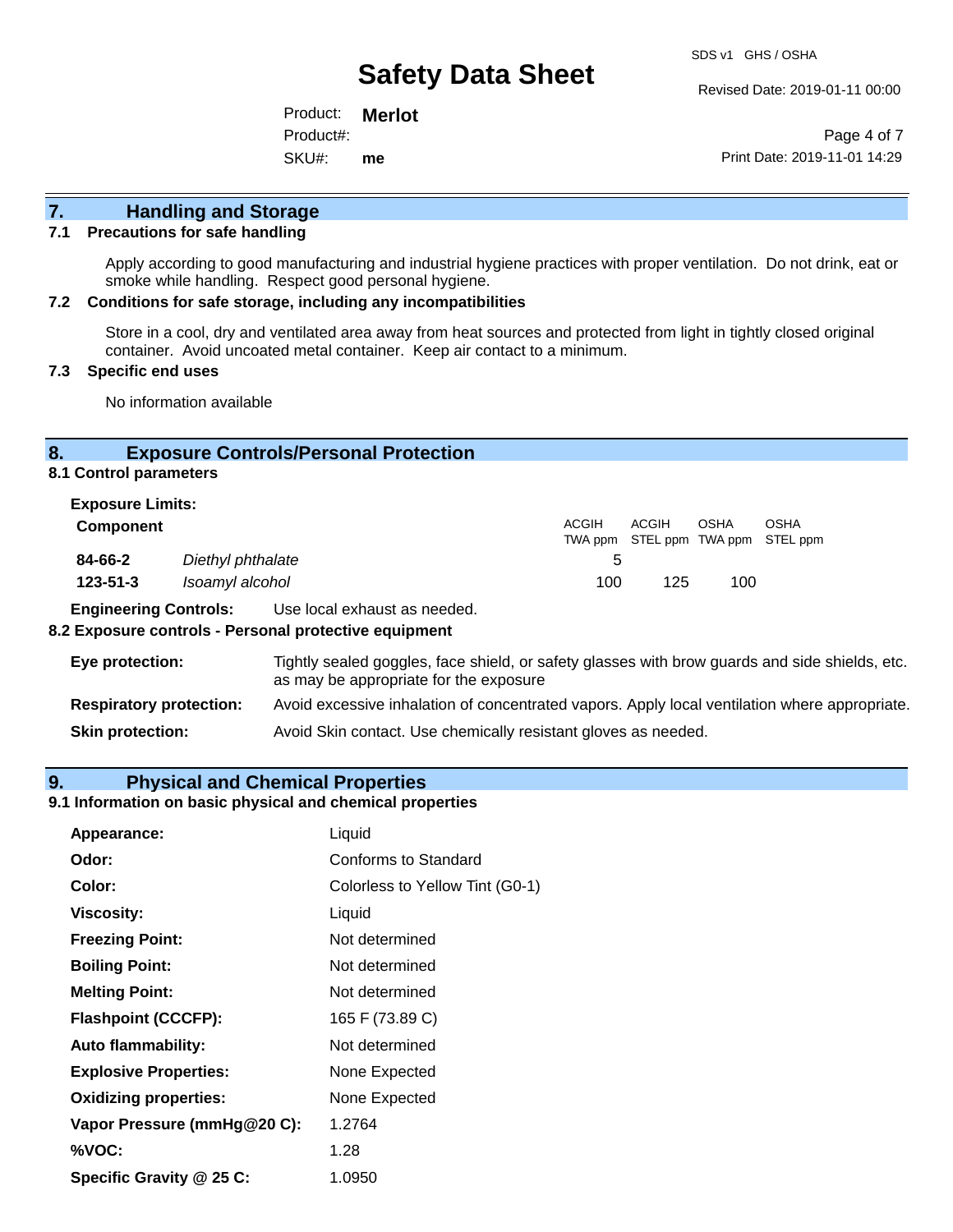# Safety Data Sheet

Product: **Merlot**
Product#:
SKU#: **me**

Revised Date: 2019-01-11 00:00
Print Date: 2019-11-01 14:29

## 7. Handling and Storage

### 7.1 Precautions for safe handling

Apply according to good manufacturing and industrial hygiene practices with proper ventilation. Do not drink, eat or smoke while handling. Respect good personal hygiene.

### 7.2 Conditions for safe storage, including any incompatibilities

Store in a cool, dry and ventilated area away from heat sources and protected from light in tightly closed original container. Avoid uncoated metal container. Keep air contact to a minimum.

### 7.3 Specific end uses

No information available

## 8. Exposure Controls/Personal Protection

### 8.1 Control parameters

**Exposure Limits:**

| **Component** | | ACGIH TWA ppm | ACGIH STEL ppm | OSHA TWA ppm | OSHA STEL ppm |
|---|---|---|---|---|---|
| **84-66-2** | *Diethyl phthalate* | 5 | | | |
| **123-51-3** | *Isoamyl alcohol* | 100 | 125 | 100 | |

**Engineering Controls:** Use local exhaust as needed.

### 8.2 Exposure controls - Personal protective equipment

**Eye protection:** Tightly sealed goggles, face shield, or safety glasses with brow guards and side shields, etc. as may be appropriate for the exposure

**Respiratory protection:** Avoid excessive inhalation of concentrated vapors. Apply local ventilation where appropriate.

**Skin protection:** Avoid Skin contact. Use chemically resistant gloves as needed.

## 9. Physical and Chemical Properties

### 9.1 Information on basic physical and chemical properties

| | |
|---|---|
| **Appearance:** | Liquid |
| **Odor:** | Conforms to Standard |
| **Color:** | Colorless to Yellow Tint (G0-1) |
| **Viscosity:** | Liquid |
| **Freezing Point:** | Not determined |
| **Boiling Point:** | Not determined |
| **Melting Point:** | Not determined |
| **Flashpoint (CCCFP):** | 165 F (73.89 C) |
| **Auto flammability:** | Not determined |
| **Explosive Properties:** | None Expected |
| **Oxidizing properties:** | None Expected |
| **Vapor Pressure (mmHg@20 C):** | 1.2764 |
| **%VOC:** | 1.28 |
| **Specific Gravity @ 25 C:** | 1.0950 |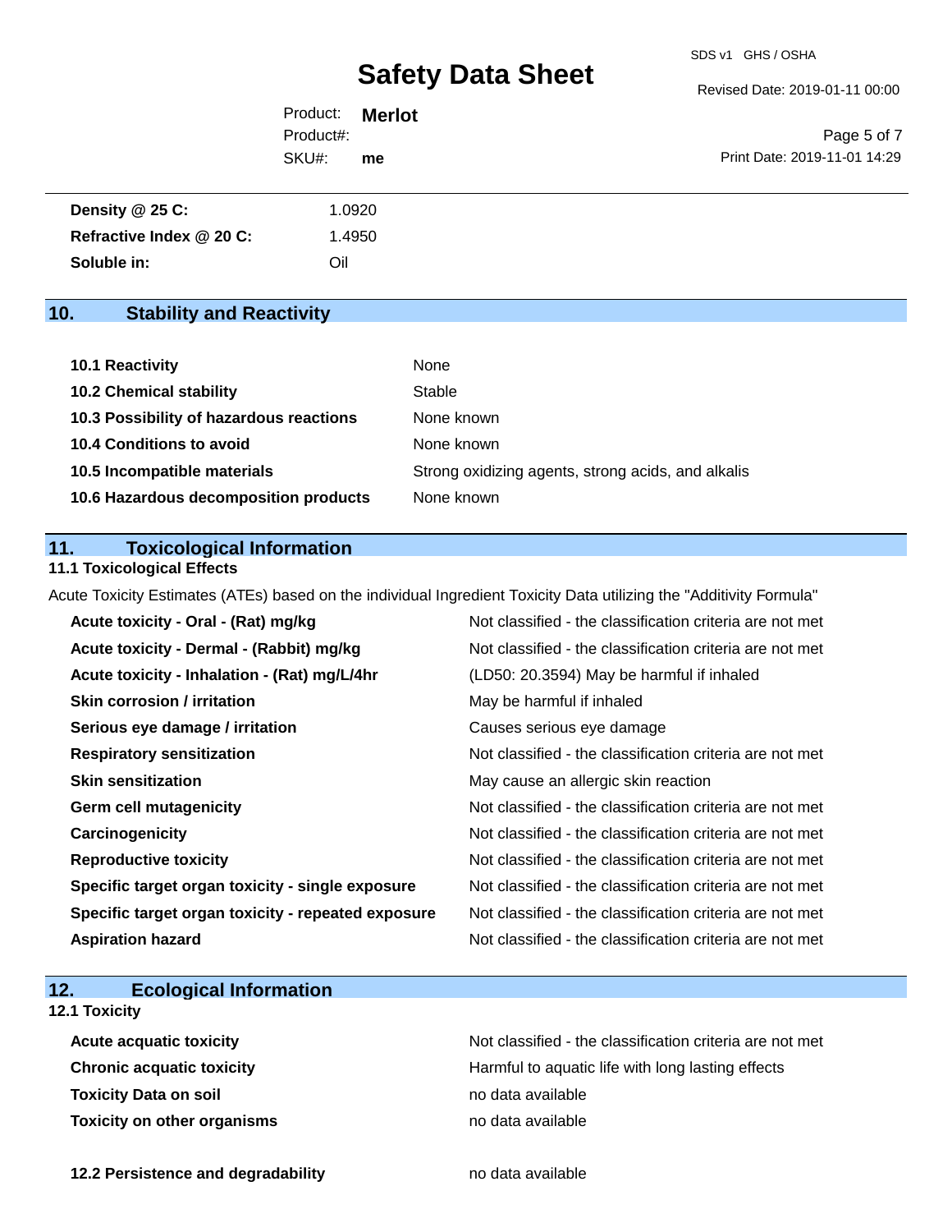| | |
|---|---|
| **Density @ 25 C:** | 1.0920 |
| **Refractive Index @ 20 C:** | 1.4950 |
| **Soluble in:** | Oil |

## 10. Stability and Reactivity

| | |
|---|---|
| **10.1 Reactivity** | None |
| **10.2 Chemical stability** | Stable |
| **10.3 Possibility of hazardous reactions** | None known |
| **10.4 Conditions to avoid** | None known |
| **10.5 Incompatible materials** | Strong oxidizing agents, strong acids, and alkalis |
| **10.6 Hazardous decomposition products** | None known |

## 11. Toxicological Information

### 11.1 Toxicological Effects

Acute Toxicity Estimates (ATEs) based on the individual Ingredient Toxicity Data utilizing the "Additivity Formula"

| | |
|---|---|
| **Acute toxicity - Oral - (Rat) mg/kg** | Not classified - the classification criteria are not met |
| **Acute toxicity - Dermal - (Rabbit) mg/kg** | Not classified - the classification criteria are not met |
| **Acute toxicity - Inhalation - (Rat) mg/L/4hr** | (LD50: 20.3594) May be harmful if inhaled |
| **Skin corrosion / irritation** | May be harmful if inhaled |
| **Serious eye damage / irritation** | Causes serious eye damage |
| **Respiratory sensitization** | Not classified - the classification criteria are not met |
| **Skin sensitization** | May cause an allergic skin reaction |
| **Germ cell mutagenicity** | Not classified - the classification criteria are not met |
| **Carcinogenicity** | Not classified - the classification criteria are not met |
| **Reproductive toxicity** | Not classified - the classification criteria are not met |
| **Specific target organ toxicity - single exposure** | Not classified - the classification criteria are not met |
| **Specific target organ toxicity - repeated exposure** | Not classified - the classification criteria are not met |
| **Aspiration hazard** | Not classified - the classification criteria are not met |

## 12. Ecological Information

### 12.1 Toxicity

| | |
|---|---|
| **Acute acquatic toxicity** | Not classified - the classification criteria are not met |
| **Chronic acquatic toxicity** | Harmful to aquatic life with long lasting effects |
| **Toxicity Data on soil** | no data available |
| **Toxicity on other organisms** | no data available |

| | |
|---|---|
| **12.2 Persistence and degradability** | no data available |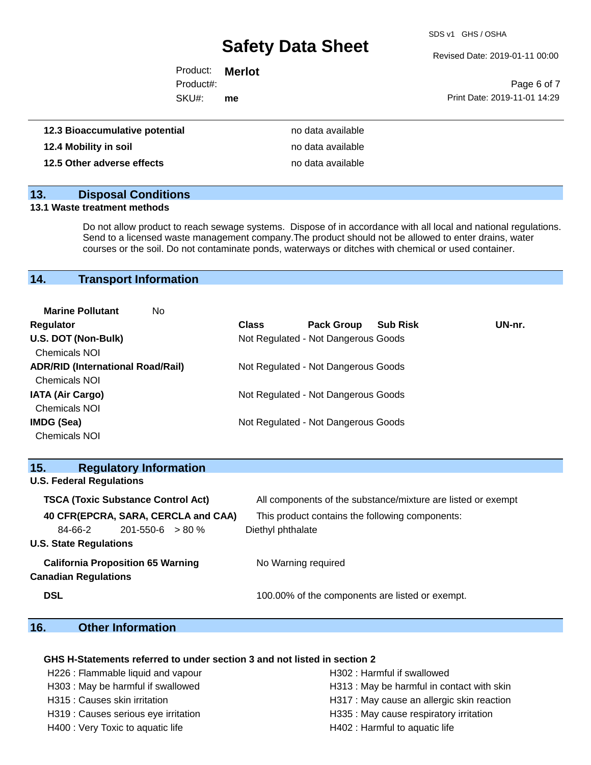| | |
|---|---|
| **12.3 Bioaccumulative potential** | no data available |
| **12.4 Mobility in soil** | no data available |
| **12.5 Other adverse effects** | no data available |

## 13. Disposal Conditions

**13.1 Waste treatment methods**

Do not allow product to reach sewage systems. Dispose of in accordance with all local and national regulations. Send to a licensed waste management company.The product should not be allowed to enter drains, water courses or the soil. Do not contaminate ponds, waterways or ditches with chemical or used container.

## 14. Transport Information

**Marine Pollutant** No

| Regulator | Class | Pack Group | Sub Risk | UN-nr. |
|---|---|---|---|---|
| **U.S. DOT (Non-Bulk)**<br>Chemicals NOI | Not Regulated - Not Dangerous Goods | | | |
| **ADR/RID (International Road/Rail)**<br>Chemicals NOI | Not Regulated - Not Dangerous Goods | | | |
| **IATA (Air Cargo)**<br>Chemicals NOI | Not Regulated - Not Dangerous Goods | | | |
| **IMDG (Sea)**<br>Chemicals NOI | Not Regulated - Not Dangerous Goods | | | |

## 15. Regulatory Information

**U.S. Federal Regulations**

**TSCA (Toxic Substance Control Act)** All components of the substance/mixture are listed or exempt

**40 CFR(EPCRA, SARA, CERCLA and CAA)** This product contains the following components:

| | | | |
|---|---|---|---|
| 84-66-2 | 201-550-6 | > 80 % | Diethyl phthalate |

**U.S. State Regulations**

**California Proposition 65 Warning** No Warning required

**Canadian Regulations**

**DSL** 100.00% of the components are listed or exempt.

## 16. Other Information

**GHS H-Statements referred to under section 3 and not listed in section 2**

- H226 : Flammable liquid and vapour
- H302 : Harmful if swallowed
- H303 : May be harmful if swallowed
- H313 : May be harmful in contact with skin
- H315 : Causes skin irritation
- H317 : May cause an allergic skin reaction
- H319 : Causes serious eye irritation
- H335 : May cause respiratory irritation
- H400 : Very Toxic to aquatic life
- H402 : Harmful to aquatic life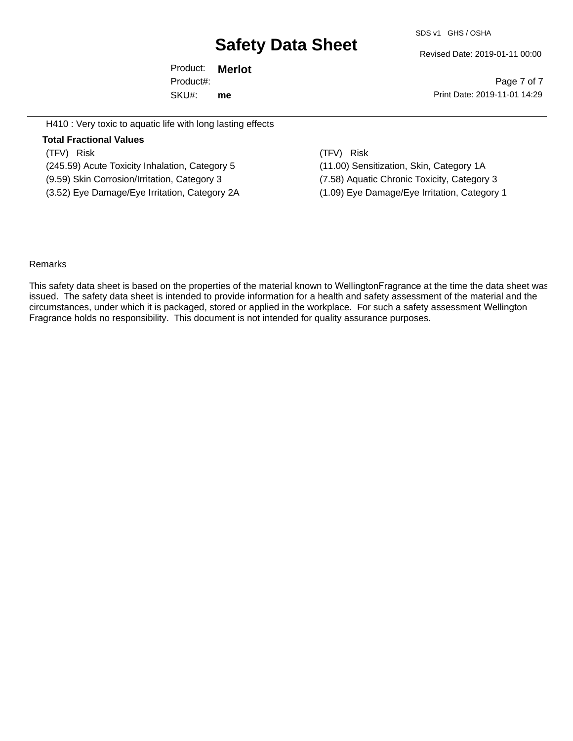H410 : Very toxic to aquatic life with long lasting effects

**Total Fractional Values**

| (TFV) | Risk | (TFV) | Risk |
|---|---|---|---|
| (245.59) | Acute Toxicity Inhalation, Category 5 | (11.00) | Sensitization, Skin, Category 1A |
| (9.59) | Skin Corrosion/Irritation, Category 3 | (7.58) | Aquatic Chronic Toxicity, Category 3 |
| (3.52) | Eye Damage/Eye Irritation, Category 2A | (1.09) | Eye Damage/Eye Irritation, Category 1 |

Remarks

This safety data sheet is based on the properties of the material known to WellingtonFragrance at the time the data sheet was issued. The safety data sheet is intended to provide information for a health and safety assessment of the material and the circumstances, under which it is packaged, stored or applied in the workplace. For such a safety assessment Wellington Fragrance holds no responsibility. This document is not intended for quality assurance purposes.